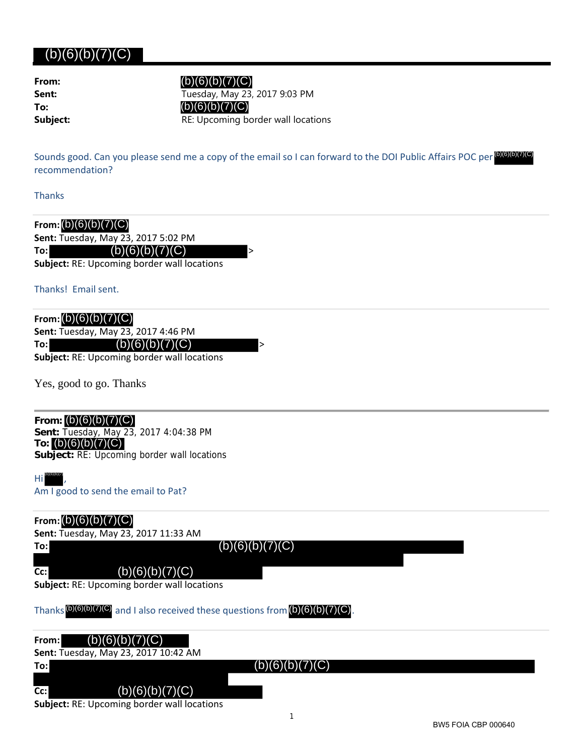# (b)(6)(b)(7)(C)

**From:** (b)(6)(b)(7)(C)
**Sent:** Tuesday, May 23, 2017 9:03 PM
**To:** (b)(6)(b)(7)(C)
**Subject:** RE: Upcoming border wall locations

Sounds good. Can you please send me a copy of the email so I can forward to the DOI Public Affairs POC per (b)(6)(b)(7)(C) recommendation?

Thanks

---

**From:** (b)(6)(b)(7)(C)
**Sent:** Tuesday, May 23, 2017 5:02 PM
**To:** (b)(6)(b)(7)(C) >
**Subject:** RE: Upcoming border wall locations

Thanks! Email sent.

---

**From:** (b)(6)(b)(7)(C)
**Sent:** Tuesday, May 23, 2017 4:46 PM
**To:** (b)(6)(b)(7)(C) >
**Subject:** RE: Upcoming border wall locations

Yes, good to go. Thanks

---

**From:** (b)(6)(b)(7)(C)
**Sent:** Tuesday, May 23, 2017 4:04:38 PM
**To:** (b)(6)(b)(7)(C)
**Subject:** RE: Upcoming border wall locations

Hi (b)(6)(b)(7),
Am I good to send the email to Pat?

---

**From:** (b)(6)(b)(7)(C)
**Sent:** Tuesday, May 23, 2017 11:33 AM
**To:** (b)(6)(b)(7)(C)
**Cc:** (b)(6)(b)(7)(C)
**Subject:** RE: Upcoming border wall locations

Thanks (b)(6)(b)(7)(C) and I also received these questions from (b)(6)(b)(7)(C).

---

**From:** (b)(6)(b)(7)(C)
**Sent:** Tuesday, May 23, 2017 10:42 AM
**To:** (b)(6)(b)(7)(C)
**Cc:** (b)(6)(b)(7)(C)
**Subject:** RE: Upcoming border wall locations

BW5 FOIA CBP 000640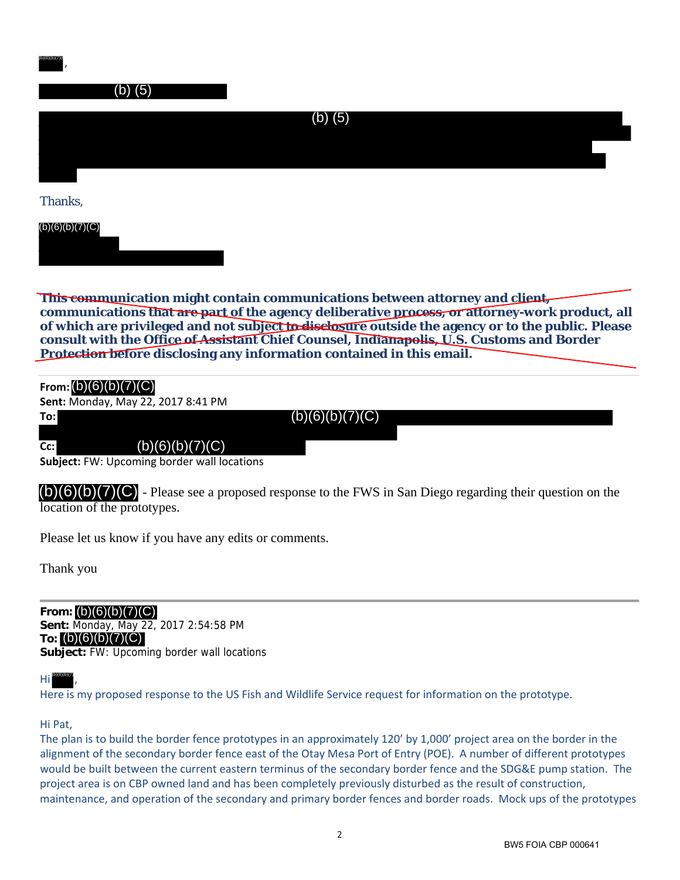(b)(6)(b)(7),

(b) (5)

(b) (5)

Thanks,

(b)(6)(b)(7)(C)

~~**This communication might contain communications between attorney and client, communications that are part of the agency deliberative process, or attorney-work product, all of which are privileged and not subject to disclosure outside the agency or to the public. Please consult with the Office of Assistant Chief Counsel, Indianapolis, U.S. Customs and Border Protection before disclosing any information contained in this email.**~~

---

**From:** (b)(6)(b)(7)(C)
**Sent:** Monday, May 22, 2017 8:41 PM
**To:** (b)(6)(b)(7)(C)
**Cc:** (b)(6)(b)(7)(C)
**Subject:** FW: Upcoming border wall locations

(b)(6)(b)(7)(C) - Please see a proposed response to the FWS in San Diego regarding their question on the location of the prototypes.

Please let us know if you have any edits or comments.

Thank you

---

**From:** (b)(6)(b)(7)(C)
**Sent:** Monday, May 22, 2017 2:54:58 PM
**To:** (b)(6)(b)(7)(C)
**Subject:** FW: Upcoming border wall locations

Hi (b)(6)(b)(7),
Here is my proposed response to the US Fish and Wildlife Service request for information on the prototype.

Hi Pat,
The plan is to build the border fence prototypes in an approximately 120' by 1,000' project area on the border in the alignment of the secondary border fence east of the Otay Mesa Port of Entry (POE). A number of different prototypes would be built between the current eastern terminus of the secondary border fence and the SDG&E pump station. The project area is on CBP owned land and has been completely previously disturbed as the result of construction, maintenance, and operation of the secondary and primary border fences and border roads. Mock ups of the prototypes

BW5 FOIA CBP 000641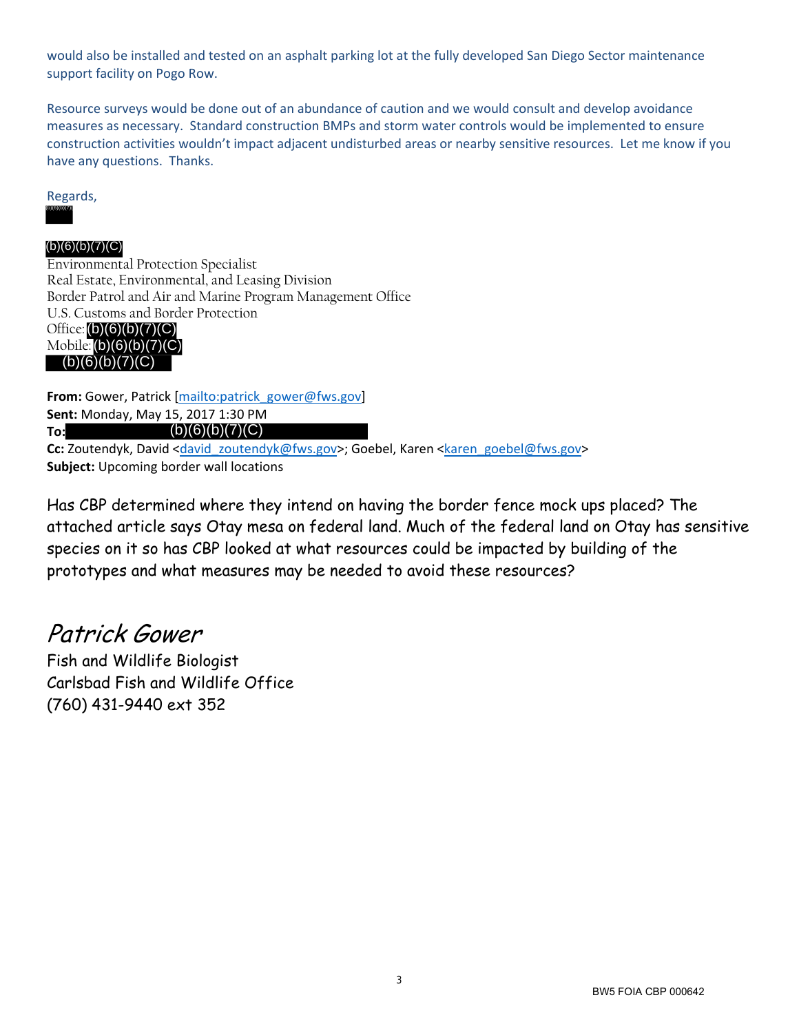would also be installed and tested on an asphalt parking lot at the fully developed San Diego Sector maintenance support facility on Pogo Row.

Resource surveys would be done out of an abundance of caution and we would consult and develop avoidance measures as necessary. Standard construction BMPs and storm water controls would be implemented to ensure construction activities wouldn't impact adjacent undisturbed areas or nearby sensitive resources. Let me know if you have any questions. Thanks.

Regards,
(b)(6)(b)(7)(C)

(b)(6)(b)(7)(C)
Environmental Protection Specialist
Real Estate, Environmental, and Leasing Division
Border Patrol and Air and Marine Program Management Office
U.S. Customs and Border Protection
Office: (b)(6)(b)(7)(C)
Mobile: (b)(6)(b)(7)(C)
(b)(6)(b)(7)(C)

**From:** Gower, Patrick [mailto:patrick_gower@fws.gov]
**Sent:** Monday, May 15, 2017 1:30 PM
**To:** (b)(6)(b)(7)(C)
**Cc:** Zoutendyk, David <david_zoutendyk@fws.gov>; Goebel, Karen <karen_goebel@fws.gov>
**Subject:** Upcoming border wall locations

Has CBP determined where they intend on having the border fence mock ups placed? The attached article says Otay mesa on federal land. Much of the federal land on Otay has sensitive species on it so has CBP looked at what resources could be impacted by building of the prototypes and what measures may be needed to avoid these resources?

*Patrick Gower*
Fish and Wildlife Biologist
Carlsbad Fish and Wildlife Office
(760) 431-9440 ext 352

BW5 FOIA CBP 000642